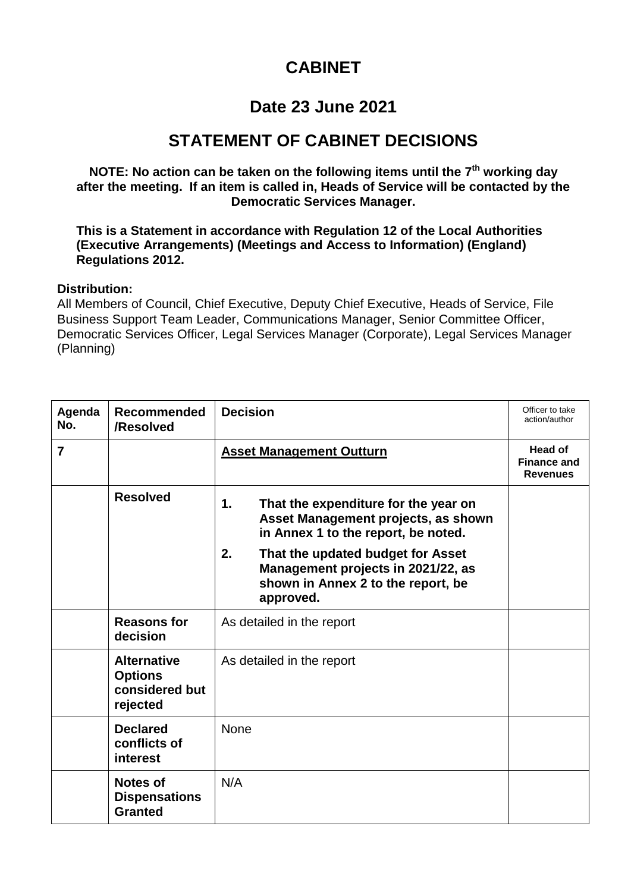# CABINET

## Date 23 June 2021

## STATEMENT OF CABINET DECISIONS

**NOTE: No action can be taken on the following items until the 7th working day after the meeting. If an item is called in, Heads of Service will be contacted by the Democratic Services Manager.**

**This is a Statement in accordance with Regulation 12 of the Local Authorities (Executive Arrangements) (Meetings and Access to Information) (England) Regulations 2012.**

**Distribution:**
All Members of Council, Chief Executive, Deputy Chief Executive, Heads of Service, File Business Support Team Leader, Communications Manager, Senior Committee Officer, Democratic Services Officer, Legal Services Manager (Corporate), Legal Services Manager (Planning)

| Agenda No. | Recommended /Resolved | Decision | Officer to take action/author |
|---|---|---|---|
| **7** | | **Asset Management Outturn** | **Head of Finance and Revenues** |
| | **Resolved** | **1. That the expenditure for the year on Asset Management projects, as shown in Annex 1 to the report, be noted.**<br>**2. That the updated budget for Asset Management projects in 2021/22, as shown in Annex 2 to the report, be approved.** | |
| | **Reasons for decision** | As detailed in the report | |
| | **Alternative Options considered but rejected** | As detailed in the report | |
| | **Declared conflicts of interest** | None | |
| | **Notes of Dispensations Granted** | N/A | |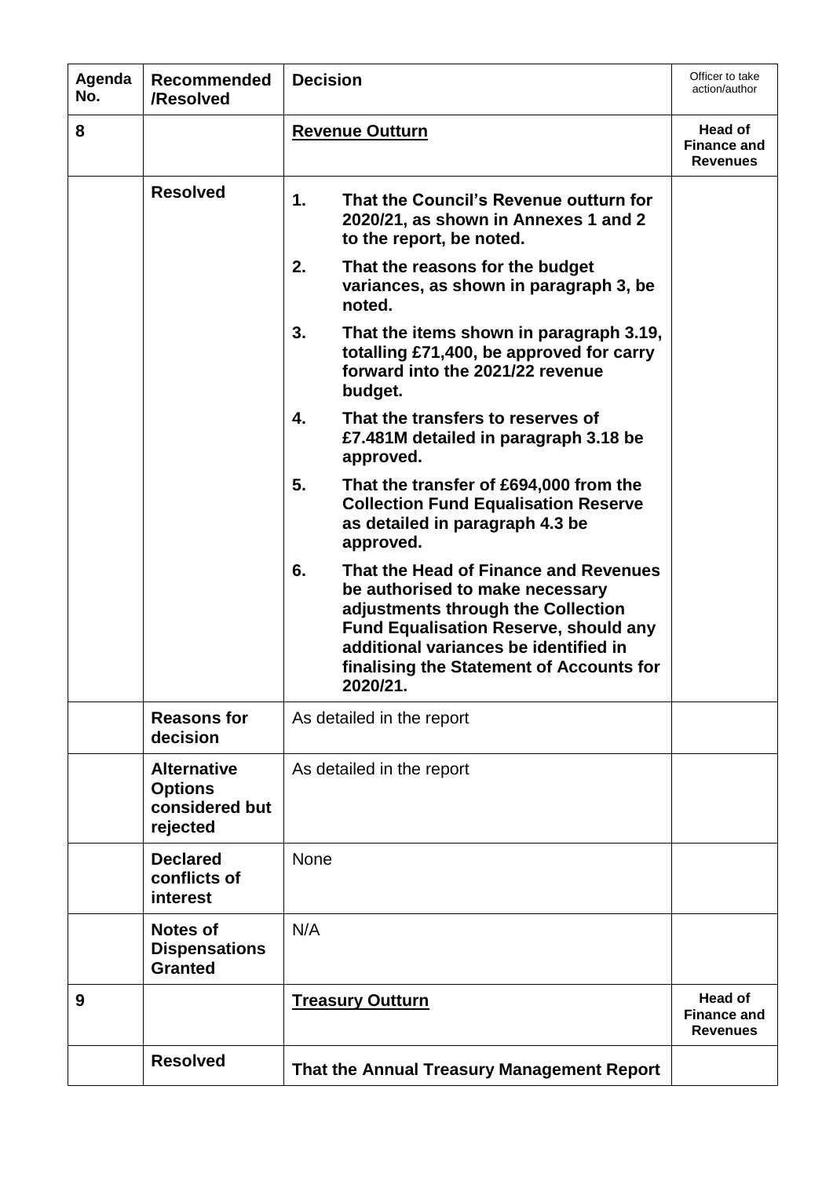| Agenda No. | Recommended /Resolved | Decision | Officer to take action/author |
| --- | --- | --- | --- |
| 8 | | **Revenue Outturn** | **Head of Finance and Revenues** |
| | **Resolved** | **1. That the Council's Revenue outturn for 2020/21, as shown in Annexes 1 and 2 to the report, be noted.**<br>**2. That the reasons for the budget variances, as shown in paragraph 3, be noted.**<br>**3. That the items shown in paragraph 3.19, totalling £71,400, be approved for carry forward into the 2021/22 revenue budget.**<br>**4. That the transfers to reserves of £7.481M detailed in paragraph 3.18 be approved.**<br>**5. That the transfer of £694,000 from the Collection Fund Equalisation Reserve as detailed in paragraph 4.3 be approved.**<br>**6. That the Head of Finance and Revenues be authorised to make necessary adjustments through the Collection Fund Equalisation Reserve, should any additional variances be identified in finalising the Statement of Accounts for 2020/21.** | |
| | **Reasons for decision** | As detailed in the report | |
| | **Alternative Options considered but rejected** | As detailed in the report | |
| | **Declared conflicts of interest** | None | |
| | **Notes of Dispensations Granted** | N/A | |
| 9 | | **Treasury Outturn** | **Head of Finance and Revenues** |
| | **Resolved** | **That the Annual Treasury Management Report** | |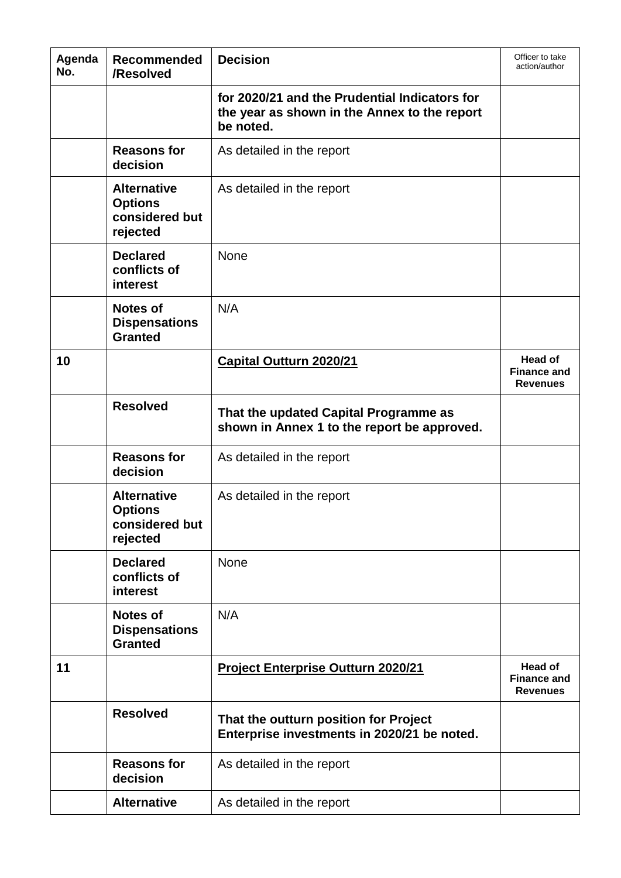| Agenda No. | Recommended /Resolved | Decision | Officer to take action/author |
|---|---|---|---|
| | | **for 2020/21 and the Prudential Indicators for the year as shown in the Annex to the report be noted.** | |
| | **Reasons for decision** | As detailed in the report | |
| | **Alternative Options considered but rejected** | As detailed in the report | |
| | **Declared conflicts of interest** | None | |
| | **Notes of Dispensations Granted** | N/A | |
| **10** | | **Capital Outturn 2020/21** | **Head of Finance and Revenues** |
| | **Resolved** | **That the updated Capital Programme as shown in Annex 1 to the report be approved.** | |
| | **Reasons for decision** | As detailed in the report | |
| | **Alternative Options considered but rejected** | As detailed in the report | |
| | **Declared conflicts of interest** | None | |
| | **Notes of Dispensations Granted** | N/A | |
| **11** | | **Project Enterprise Outturn 2020/21** | **Head of Finance and Revenues** |
| | **Resolved** | **That the outturn position for Project Enterprise investments in 2020/21 be noted.** | |
| | **Reasons for decision** | As detailed in the report | |
| | **Alternative** | As detailed in the report | |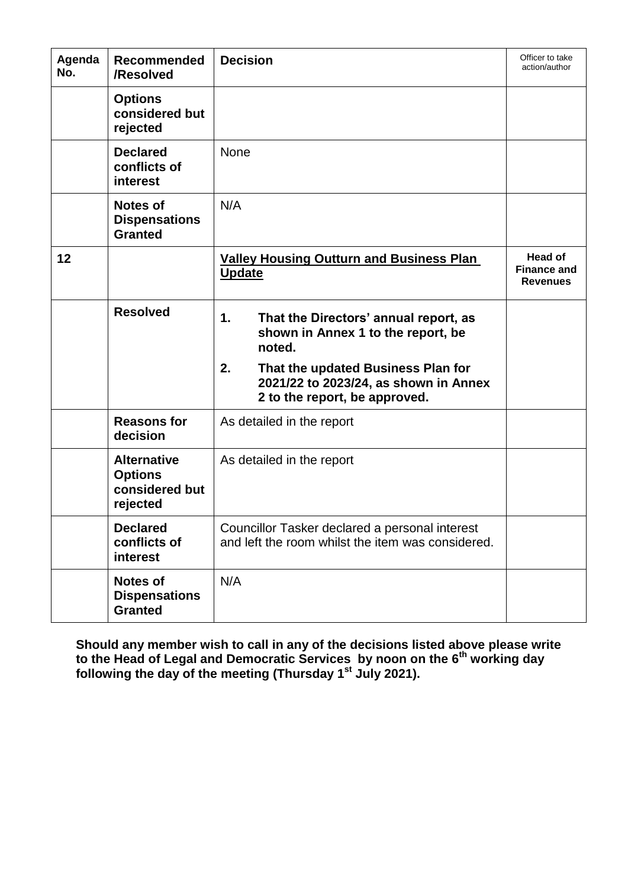| Agenda No. | Recommended /Resolved | Decision | Officer to take action/author |
|---|---|---|---|
| | **Options considered but rejected** | | |
| | **Declared conflicts of interest** | None | |
| | **Notes of Dispensations Granted** | N/A | |
| **12** | | **Valley Housing Outturn and Business Plan Update** | **Head of Finance and Revenues** |
| | **Resolved** | **1. That the Directors' annual report, as shown in Annex 1 to the report, be noted.** <br> **2. That the updated Business Plan for 2021/22 to 2023/24, as shown in Annex 2 to the report, be approved.** | |
| | **Reasons for decision** | As detailed in the report | |
| | **Alternative Options considered but rejected** | As detailed in the report | |
| | **Declared conflicts of interest** | Councillor Tasker declared a personal interest and left the room whilst the item was considered. | |
| | **Notes of Dispensations Granted** | N/A | |

**Should any member wish to call in any of the decisions listed above please write to the Head of Legal and Democratic Services by noon on the 6th working day following the day of the meeting (Thursday 1st July 2021).**